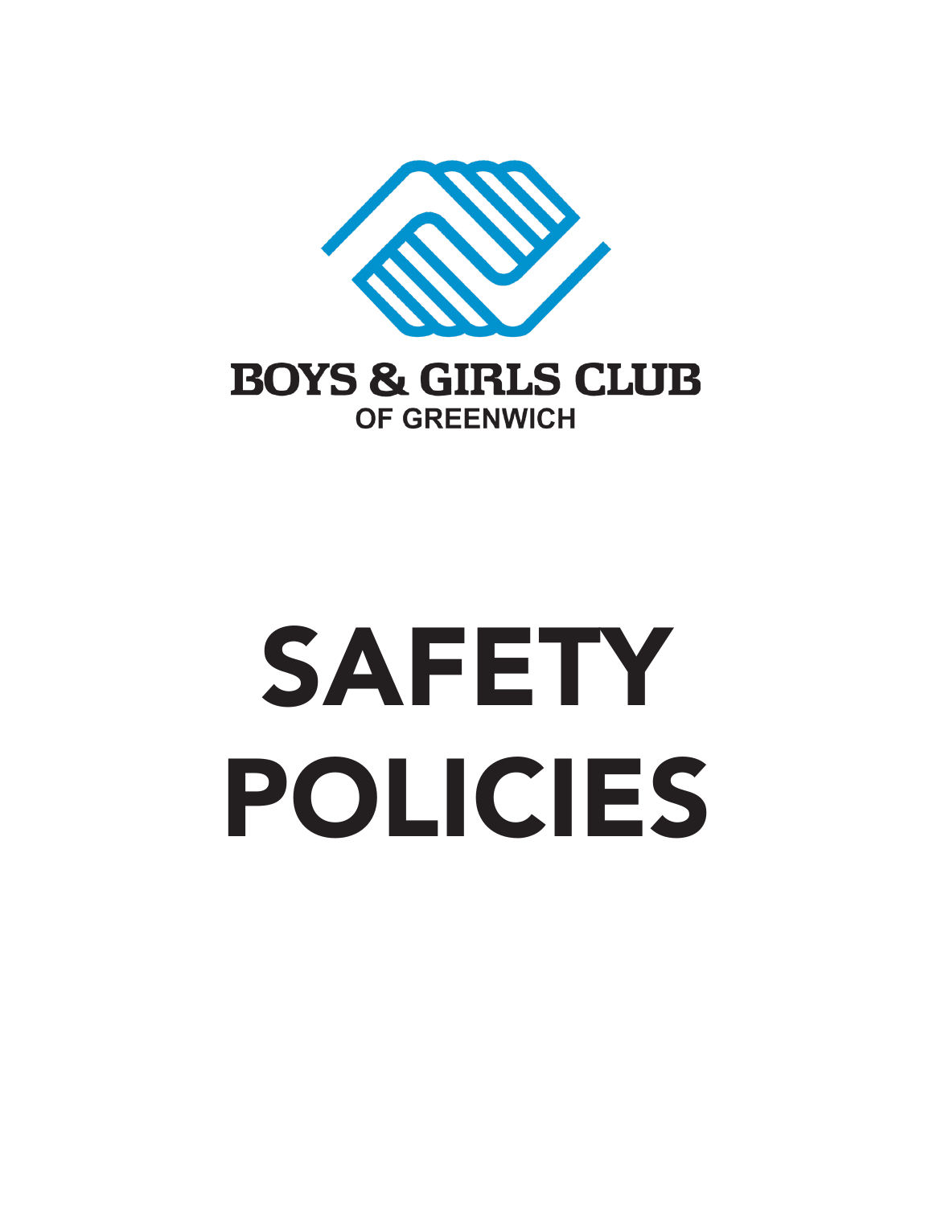BOYS & GIRLS CLUB

OF GREENWICH

# SAFETY POLICIES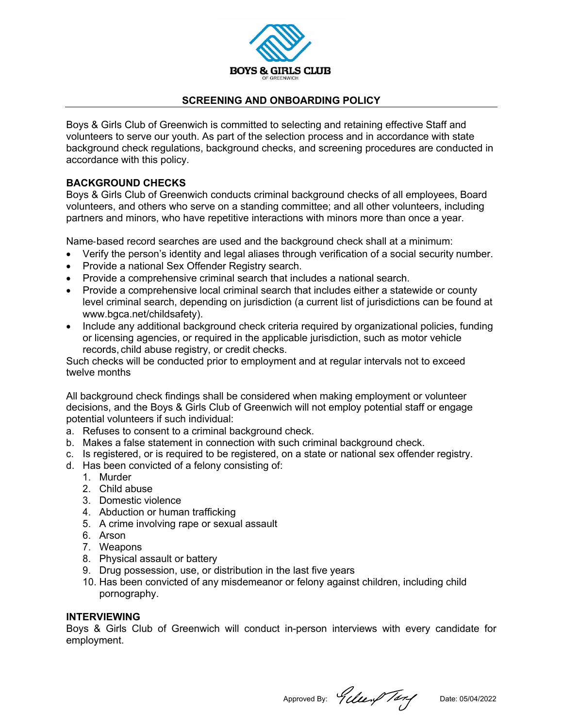BOYS & GIRLS CLUB

OF GREENWICH

## SCREENING AND ONBOARDING POLICY

Boys & Girls Club of Greenwich is committed to selecting and retaining effective Staff and volunteers to serve our youth. As part of the selection process and in accordance with state background check regulations, background checks, and screening procedures are conducted in accordance with this policy.

### BACKGROUND CHECKS

Boys & Girls Club of Greenwich conducts criminal background checks of all employees, Board volunteers, and others who serve on a standing committee; and all other volunteers, including partners and minors, who have repetitive interactions with minors more than once a year.

Name-based record searches are used and the background check shall at a minimum:

- Verify the person's identity and legal aliases through verification of a social security number.
- Provide a national Sex Offender Registry search.
- Provide a comprehensive criminal search that includes a national search.
- Provide a comprehensive local criminal search that includes either a statewide or county level criminal search, depending on jurisdiction (a current list of jurisdictions can be found at www.bgca.net/childsafety).
- Include any additional background check criteria required by organizational policies, funding or licensing agencies, or required in the applicable jurisdiction, such as motor vehicle records, child abuse registry, or credit checks.

Such checks will be conducted prior to employment and at regular intervals not to exceed twelve months

All background check findings shall be considered when making employment or volunteer decisions, and the Boys & Girls Club of Greenwich will not employ potential staff or engage potential volunteers if such individual:

a. Refuses to consent to a criminal background check.
b. Makes a false statement in connection with such criminal background check.
c. Is registered, or is required to be registered, on a state or national sex offender registry.
d. Has been convicted of a felony consisting of:
    1. Murder
    2. Child abuse
    3. Domestic violence
    4. Abduction or human trafficking
    5. A crime involving rape or sexual assault
    6. Arson
    7. Weapons
    8. Physical assault or battery
    9. Drug possession, use, or distribution in the last five years
    10. Has been convicted of any misdemeanor or felony against children, including child pornography.

### INTERVIEWING

Boys & Girls Club of Greenwich will conduct in-person interviews with every candidate for employment.

Approved By: [signature] Date: 05/04/2022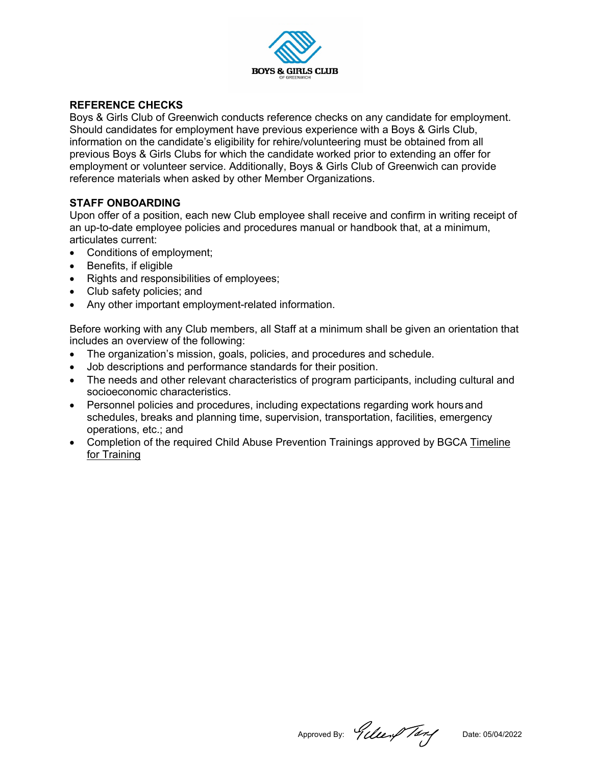## REFERENCE CHECKS

Boys & Girls Club of Greenwich conducts reference checks on any candidate for employment. Should candidates for employment have previous experience with a Boys & Girls Club, information on the candidate's eligibility for rehire/volunteering must be obtained from all previous Boys & Girls Clubs for which the candidate worked prior to extending an offer for employment or volunteer service. Additionally, Boys & Girls Club of Greenwich can provide reference materials when asked by other Member Organizations.

## STAFF ONBOARDING

Upon offer of a position, each new Club employee shall receive and confirm in writing receipt of an up-to-date employee policies and procedures manual or handbook that, at a minimum, articulates current:

- Conditions of employment;
- Benefits, if eligible
- Rights and responsibilities of employees;
- Club safety policies; and
- Any other important employment-related information.

Before working with any Club members, all Staff at a minimum shall be given an orientation that includes an overview of the following:

- The organization's mission, goals, policies, and procedures and schedule.
- Job descriptions and performance standards for their position.
- The needs and other relevant characteristics of program participants, including cultural and socioeconomic characteristics.
- Personnel policies and procedures, including expectations regarding work hours and schedules, breaks and planning time, supervision, transportation, facilities, emergency operations, etc.; and
- Completion of the required Child Abuse Prevention Trainings approved by BGCA Timeline for Training

Approved By: [signature] Date: 05/04/2022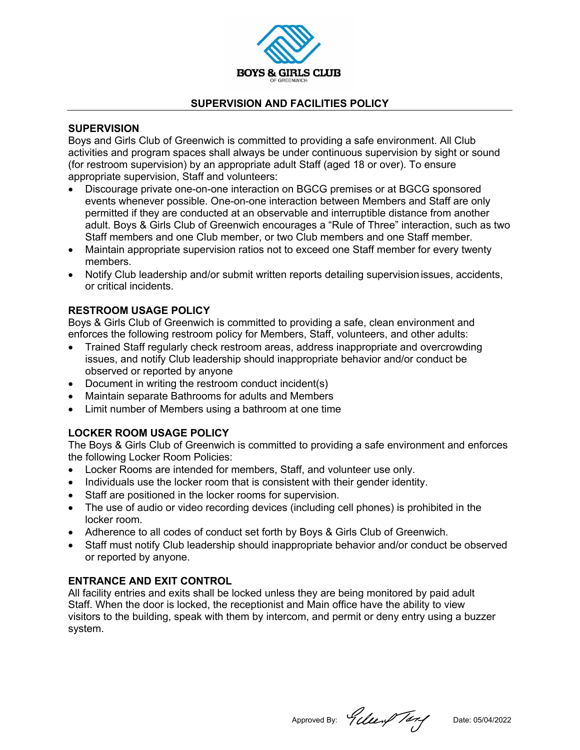BOYS & GIRLS CLUB
OF GREENWICH

## SUPERVISION AND FACILITIES POLICY

### SUPERVISION

Boys and Girls Club of Greenwich is committed to providing a safe environment. All Club activities and program spaces shall always be under continuous supervision by sight or sound (for restroom supervision) by an appropriate adult Staff (aged 18 or over). To ensure appropriate supervision, Staff and volunteers:

- Discourage private one-on-one interaction on BGCG premises or at BGCG sponsored events whenever possible. One-on-one interaction between Members and Staff are only permitted if they are conducted at an observable and interruptible distance from another adult. Boys & Girls Club of Greenwich encourages a "Rule of Three" interaction, such as two Staff members and one Club member, or two Club members and one Staff member.
- Maintain appropriate supervision ratios not to exceed one Staff member for every twenty members.
- Notify Club leadership and/or submit written reports detailing supervision issues, accidents, or critical incidents.

### RESTROOM USAGE POLICY

Boys & Girls Club of Greenwich is committed to providing a safe, clean environment and enforces the following restroom policy for Members, Staff, volunteers, and other adults:

- Trained Staff regularly check restroom areas, address inappropriate and overcrowding issues, and notify Club leadership should inappropriate behavior and/or conduct be observed or reported by anyone
- Document in writing the restroom conduct incident(s)
- Maintain separate Bathrooms for adults and Members
- Limit number of Members using a bathroom at one time

### LOCKER ROOM USAGE POLICY

The Boys & Girls Club of Greenwich is committed to providing a safe environment and enforces the following Locker Room Policies:

- Locker Rooms are intended for members, Staff, and volunteer use only.
- Individuals use the locker room that is consistent with their gender identity.
- Staff are positioned in the locker rooms for supervision.
- The use of audio or video recording devices (including cell phones) is prohibited in the locker room.
- Adherence to all codes of conduct set forth by Boys & Girls Club of Greenwich.
- Staff must notify Club leadership should inappropriate behavior and/or conduct be observed or reported by anyone.

### ENTRANCE AND EXIT CONTROL

All facility entries and exits shall be locked unless they are being monitored by paid adult Staff. When the door is locked, the receptionist and Main office have the ability to view visitors to the building, speak with them by intercom, and permit or deny entry using a buzzer system.

Approved By: Gilbert Tang &nbsp;&nbsp;&nbsp;&nbsp; Date: 05/04/2022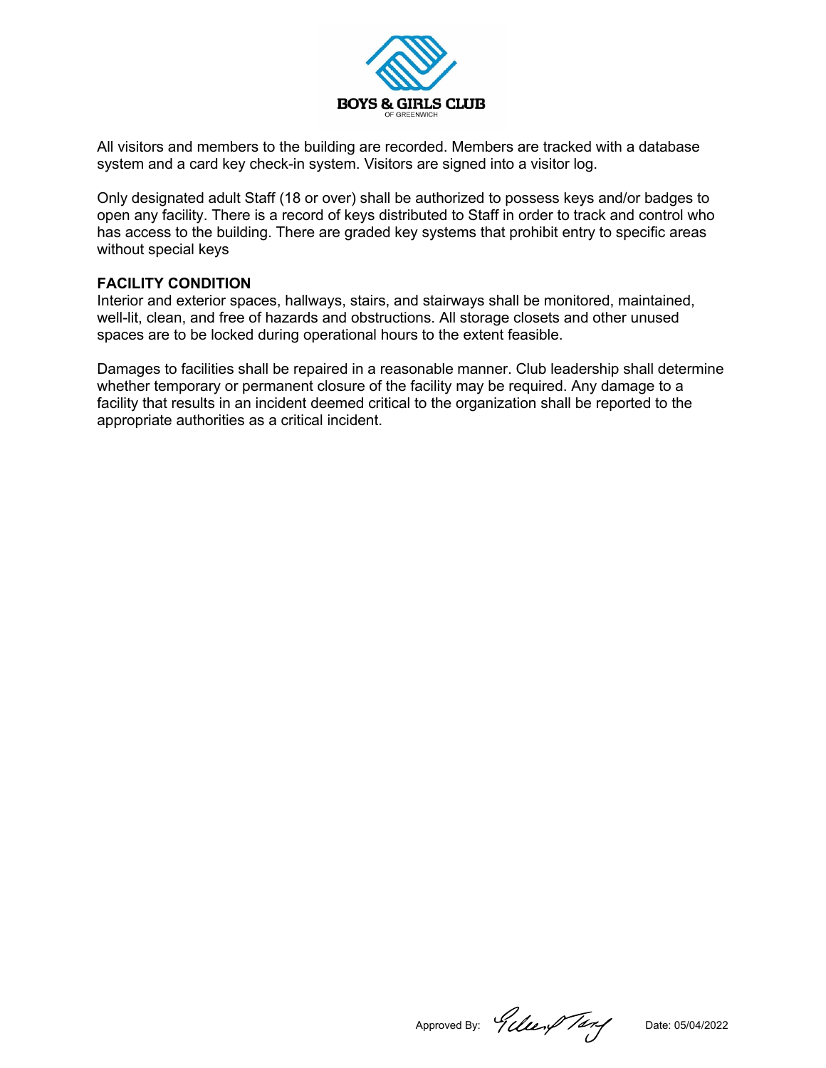All visitors and members to the building are recorded. Members are tracked with a database system and a card key check-in system. Visitors are signed into a visitor log.

Only designated adult Staff (18 or over) shall be authorized to possess keys and/or badges to open any facility. There is a record of keys distributed to Staff in order to track and control who has access to the building. There are graded key systems that prohibit entry to specific areas without special keys

**FACILITY CONDITION**

Interior and exterior spaces, hallways, stairs, and stairways shall be monitored, maintained, well-lit, clean, and free of hazards and obstructions. All storage closets and other unused spaces are to be locked during operational hours to the extent feasible.

Damages to facilities shall be repaired in a reasonable manner. Club leadership shall determine whether temporary or permanent closure of the facility may be required. Any damage to a facility that results in an incident deemed critical to the organization shall be reported to the appropriate authorities as a critical incident.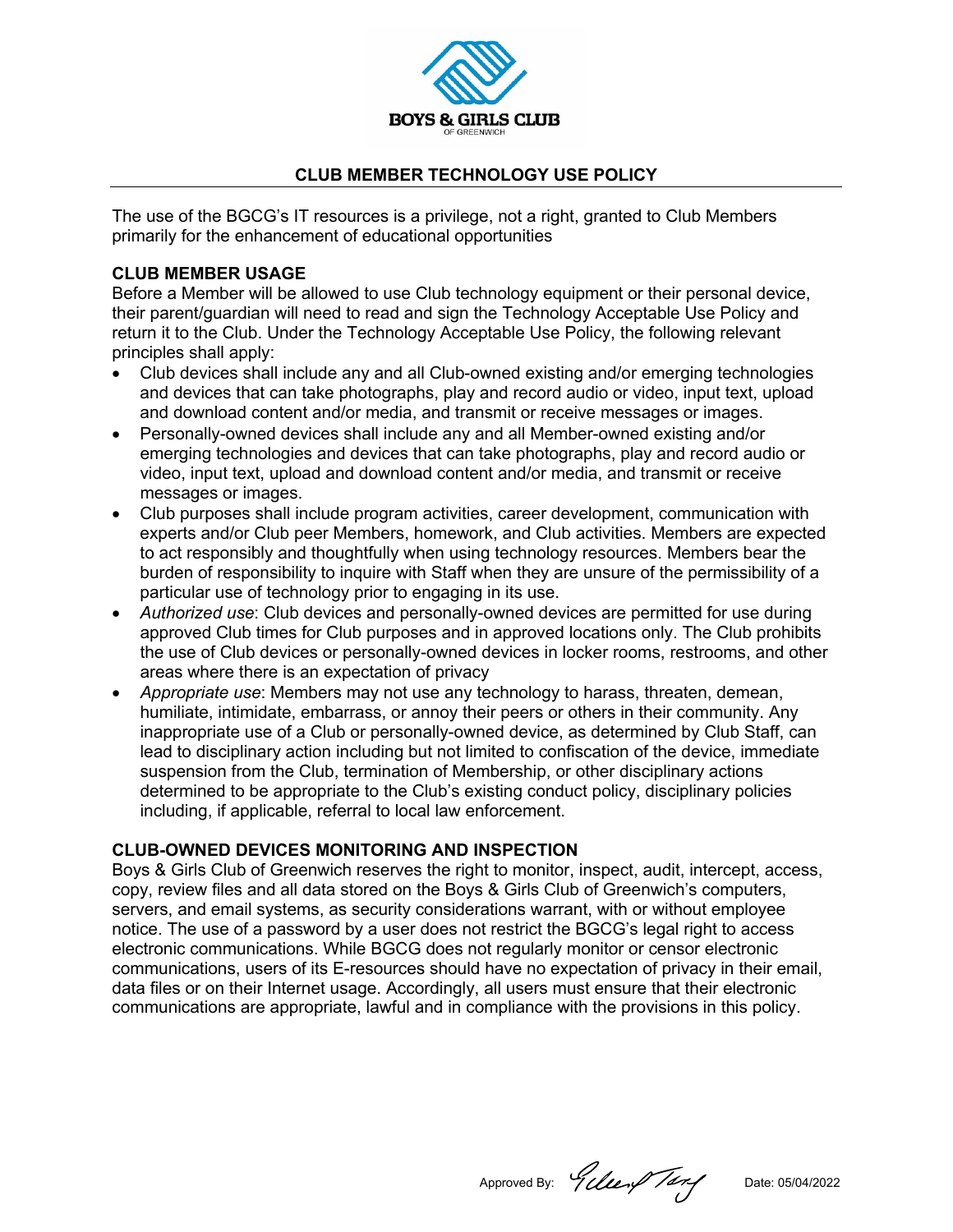BOYS & GIRLS CLUB

OF GREENWICH

## CLUB MEMBER TECHNOLOGY USE POLICY

The use of the BGCG's IT resources is a privilege, not a right, granted to Club Members primarily for the enhancement of educational opportunities

### CLUB MEMBER USAGE

Before a Member will be allowed to use Club technology equipment or their personal device, their parent/guardian will need to read and sign the Technology Acceptable Use Policy and return it to the Club. Under the Technology Acceptable Use Policy, the following relevant principles shall apply:

- Club devices shall include any and all Club-owned existing and/or emerging technologies and devices that can take photographs, play and record audio or video, input text, upload and download content and/or media, and transmit or receive messages or images.
- Personally-owned devices shall include any and all Member-owned existing and/or emerging technologies and devices that can take photographs, play and record audio or video, input text, upload and download content and/or media, and transmit or receive messages or images.
- Club purposes shall include program activities, career development, communication with experts and/or Club peer Members, homework, and Club activities. Members are expected to act responsibly and thoughtfully when using technology resources. Members bear the burden of responsibility to inquire with Staff when they are unsure of the permissibility of a particular use of technology prior to engaging in its use.
- *Authorized use*: Club devices and personally-owned devices are permitted for use during approved Club times for Club purposes and in approved locations only. The Club prohibits the use of Club devices or personally-owned devices in locker rooms, restrooms, and other areas where there is an expectation of privacy
- *Appropriate use*: Members may not use any technology to harass, threaten, demean, humiliate, intimidate, embarrass, or annoy their peers or others in their community. Any inappropriate use of a Club or personally-owned device, as determined by Club Staff, can lead to disciplinary action including but not limited to confiscation of the device, immediate suspension from the Club, termination of Membership, or other disciplinary actions determined to be appropriate to the Club's existing conduct policy, disciplinary policies including, if applicable, referral to local law enforcement.

### CLUB-OWNED DEVICES MONITORING AND INSPECTION

Boys & Girls Club of Greenwich reserves the right to monitor, inspect, audit, intercept, access, copy, review files and all data stored on the Boys & Girls Club of Greenwich's computers, servers, and email systems, as security considerations warrant, with or without employee notice. The use of a password by a user does not restrict the BGCG's legal right to access electronic communications. While BGCG does not regularly monitor or censor electronic communications, users of its E-resources should have no expectation of privacy in their email, data files or on their Internet usage. Accordingly, all users must ensure that their electronic communications are appropriate, lawful and in compliance with the provisions in this policy.

Approved By: Gilbert Tang Date: 05/04/2022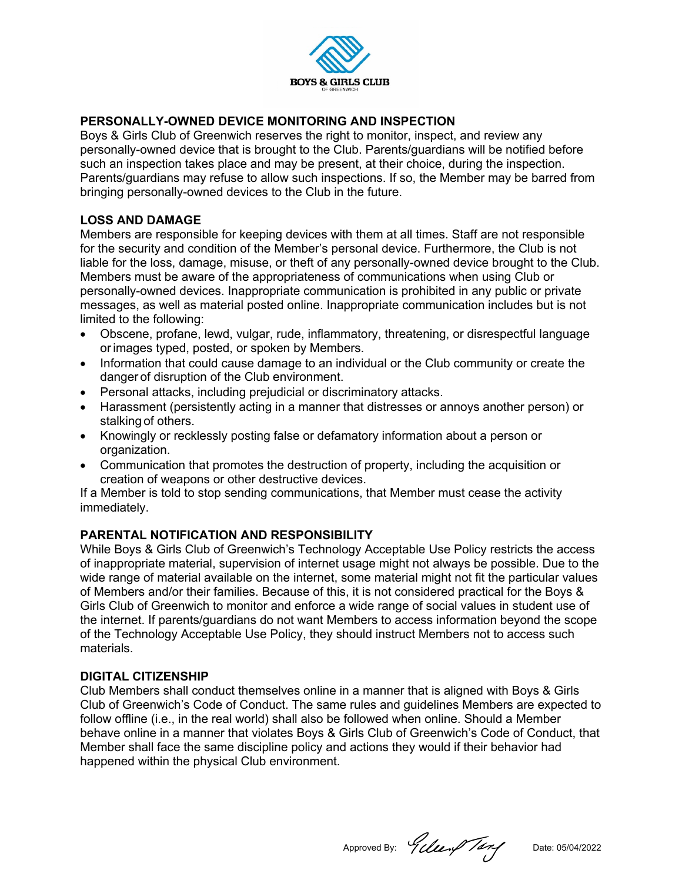## PERSONALLY-OWNED DEVICE MONITORING AND INSPECTION

Boys & Girls Club of Greenwich reserves the right to monitor, inspect, and review any personally-owned device that is brought to the Club. Parents/guardians will be notified before such an inspection takes place and may be present, at their choice, during the inspection. Parents/guardians may refuse to allow such inspections. If so, the Member may be barred from bringing personally-owned devices to the Club in the future.

## LOSS AND DAMAGE

Members are responsible for keeping devices with them at all times. Staff are not responsible for the security and condition of the Member's personal device. Furthermore, the Club is not liable for the loss, damage, misuse, or theft of any personally-owned device brought to the Club. Members must be aware of the appropriateness of communications when using Club or personally-owned devices. Inappropriate communication is prohibited in any public or private messages, as well as material posted online. Inappropriate communication includes but is not limited to the following:

- Obscene, profane, lewd, vulgar, rude, inflammatory, threatening, or disrespectful language or images typed, posted, or spoken by Members.
- Information that could cause damage to an individual or the Club community or create the danger of disruption of the Club environment.
- Personal attacks, including prejudicial or discriminatory attacks.
- Harassment (persistently acting in a manner that distresses or annoys another person) or stalking of others.
- Knowingly or recklessly posting false or defamatory information about a person or organization.
- Communication that promotes the destruction of property, including the acquisition or creation of weapons or other destructive devices.

If a Member is told to stop sending communications, that Member must cease the activity immediately.

## PARENTAL NOTIFICATION AND RESPONSIBILITY

While Boys & Girls Club of Greenwich's Technology Acceptable Use Policy restricts the access of inappropriate material, supervision of internet usage might not always be possible. Due to the wide range of material available on the internet, some material might not fit the particular values of Members and/or their families. Because of this, it is not considered practical for the Boys & Girls Club of Greenwich to monitor and enforce a wide range of social values in student use of the internet. If parents/guardians do not want Members to access information beyond the scope of the Technology Acceptable Use Policy, they should instruct Members not to access such materials.

## DIGITAL CITIZENSHIP

Club Members shall conduct themselves online in a manner that is aligned with Boys & Girls Club of Greenwich's Code of Conduct. The same rules and guidelines Members are expected to follow offline (i.e., in the real world) shall also be followed when online. Should a Member behave online in a manner that violates Boys & Girls Club of Greenwich's Code of Conduct, that Member shall face the same discipline policy and actions they would if their behavior had happened within the physical Club environment.

Approved By: Gilbert Tang Date: 05/04/2022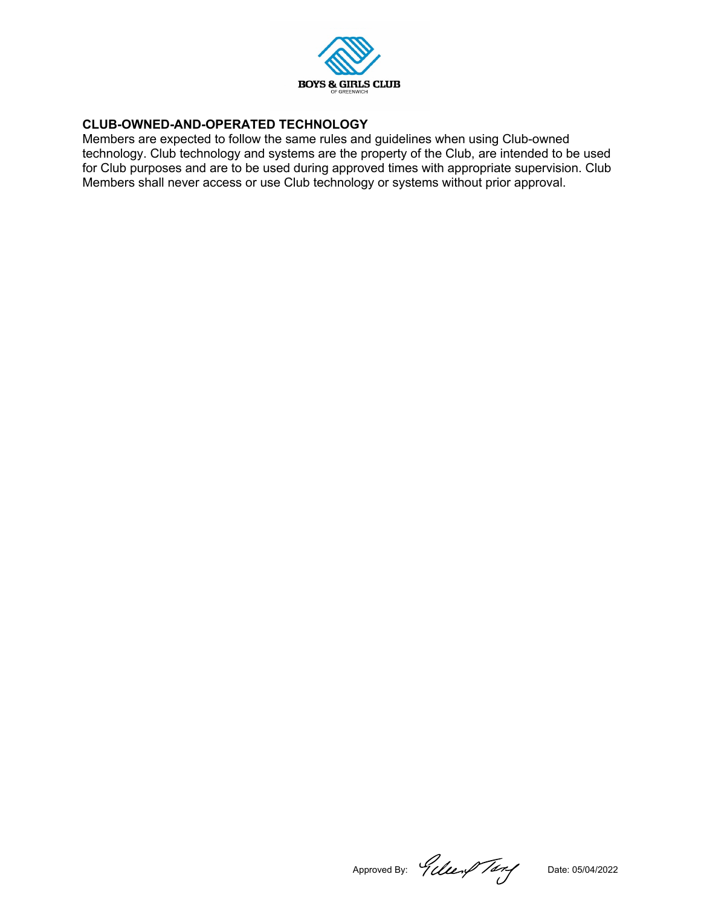## CLUB-OWNED-AND-OPERATED TECHNOLOGY

Members are expected to follow the same rules and guidelines when using Club-owned technology. Club technology and systems are the property of the Club, are intended to be used for Club purposes and are to be used during approved times with appropriate supervision. Club Members shall never access or use Club technology or systems without prior approval.

Approved By: Date: 05/04/2022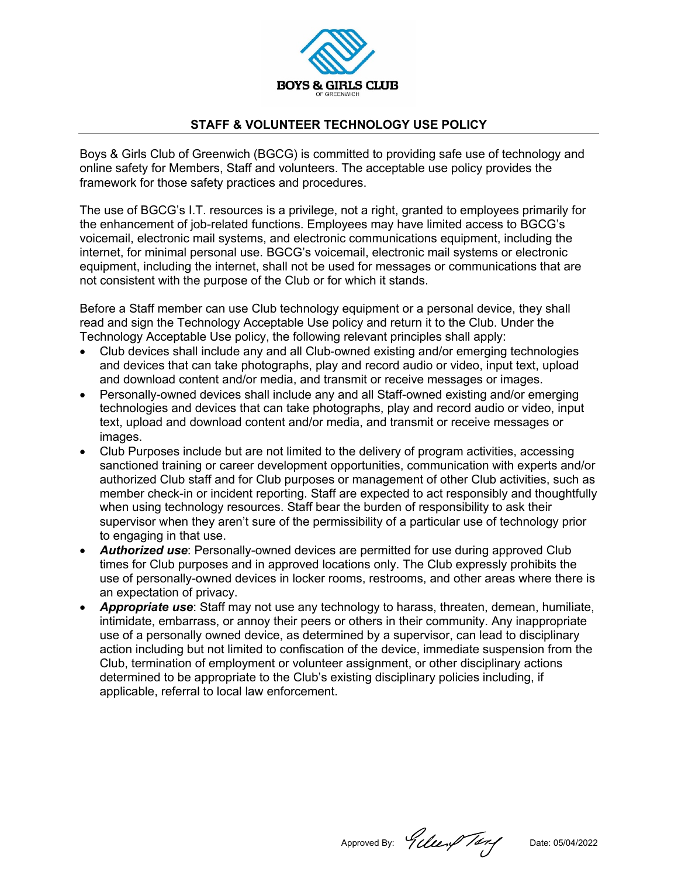BOYS & GIRLS CLUB
OF GREENWICH

## STAFF & VOLUNTEER TECHNOLOGY USE POLICY

Boys & Girls Club of Greenwich (BGCG) is committed to providing safe use of technology and online safety for Members, Staff and volunteers. The acceptable use policy provides the framework for those safety practices and procedures.

The use of BGCG's I.T. resources is a privilege, not a right, granted to employees primarily for the enhancement of job-related functions. Employees may have limited access to BGCG's voicemail, electronic mail systems, and electronic communications equipment, including the internet, for minimal personal use. BGCG's voicemail, electronic mail systems or electronic equipment, including the internet, shall not be used for messages or communications that are not consistent with the purpose of the Club or for which it stands.

Before a Staff member can use Club technology equipment or a personal device, they shall read and sign the Technology Acceptable Use policy and return it to the Club. Under the Technology Acceptable Use policy, the following relevant principles shall apply:

- Club devices shall include any and all Club-owned existing and/or emerging technologies and devices that can take photographs, play and record audio or video, input text, upload and download content and/or media, and transmit or receive messages or images.
- Personally-owned devices shall include any and all Staff-owned existing and/or emerging technologies and devices that can take photographs, play and record audio or video, input text, upload and download content and/or media, and transmit or receive messages or images.
- Club Purposes include but are not limited to the delivery of program activities, accessing sanctioned training or career development opportunities, communication with experts and/or authorized Club staff and for Club purposes or management of other Club activities, such as member check-in or incident reporting. Staff are expected to act responsibly and thoughtfully when using technology resources. Staff bear the burden of responsibility to ask their supervisor when they aren't sure of the permissibility of a particular use of technology prior to engaging in that use.
- ***Authorized use***: Personally-owned devices are permitted for use during approved Club times for Club purposes and in approved locations only. The Club expressly prohibits the use of personally-owned devices in locker rooms, restrooms, and other areas where there is an expectation of privacy.
- ***Appropriate use***: Staff may not use any technology to harass, threaten, demean, humiliate, intimidate, embarrass, or annoy their peers or others in their community. Any inappropriate use of a personally owned device, as determined by a supervisor, can lead to disciplinary action including but not limited to confiscation of the device, immediate suspension from the Club, termination of employment or volunteer assignment, or other disciplinary actions determined to be appropriate to the Club's existing disciplinary policies including, if applicable, referral to local law enforcement.

Approved By: Gilbert Tang    Date: 05/04/2022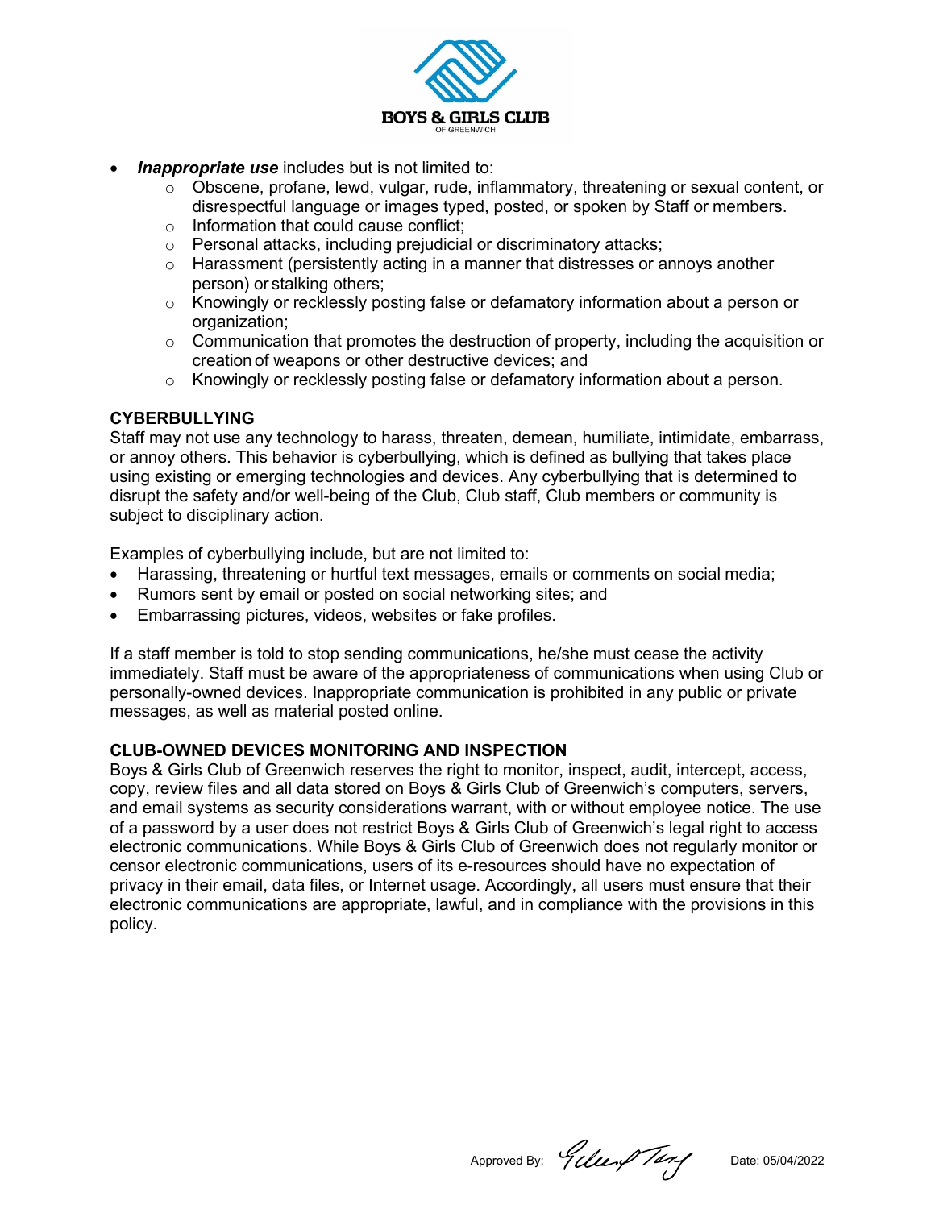- ***Inappropriate use*** includes but is not limited to:
  - Obscene, profane, lewd, vulgar, rude, inflammatory, threatening or sexual content, or disrespectful language or images typed, posted, or spoken by Staff or members.
  - Information that could cause conflict;
  - Personal attacks, including prejudicial or discriminatory attacks;
  - Harassment (persistently acting in a manner that distresses or annoys another person) or stalking others;
  - Knowingly or recklessly posting false or defamatory information about a person or organization;
  - Communication that promotes the destruction of property, including the acquisition or creation of weapons or other destructive devices; and
  - Knowingly or recklessly posting false or defamatory information about a person.

**CYBERBULLYING**

Staff may not use any technology to harass, threaten, demean, humiliate, intimidate, embarrass, or annoy others. This behavior is cyberbullying, which is defined as bullying that takes place using existing or emerging technologies and devices. Any cyberbullying that is determined to disrupt the safety and/or well-being of the Club, Club staff, Club members or community is subject to disciplinary action.

Examples of cyberbullying include, but are not limited to:

- Harassing, threatening or hurtful text messages, emails or comments on social media;
- Rumors sent by email or posted on social networking sites; and
- Embarrassing pictures, videos, websites or fake profiles.

If a staff member is told to stop sending communications, he/she must cease the activity immediately. Staff must be aware of the appropriateness of communications when using Club or personally-owned devices. Inappropriate communication is prohibited in any public or private messages, as well as material posted online.

**CLUB-OWNED DEVICES MONITORING AND INSPECTION**

Boys & Girls Club of Greenwich reserves the right to monitor, inspect, audit, intercept, access, copy, review files and all data stored on Boys & Girls Club of Greenwich's computers, servers, and email systems as security considerations warrant, with or without employee notice. The use of a password by a user does not restrict Boys & Girls Club of Greenwich's legal right to access electronic communications. While Boys & Girls Club of Greenwich does not regularly monitor or censor electronic communications, users of its e-resources should have no expectation of privacy in their email, data files, or Internet usage. Accordingly, all users must ensure that their electronic communications are appropriate, lawful, and in compliance with the provisions in this policy.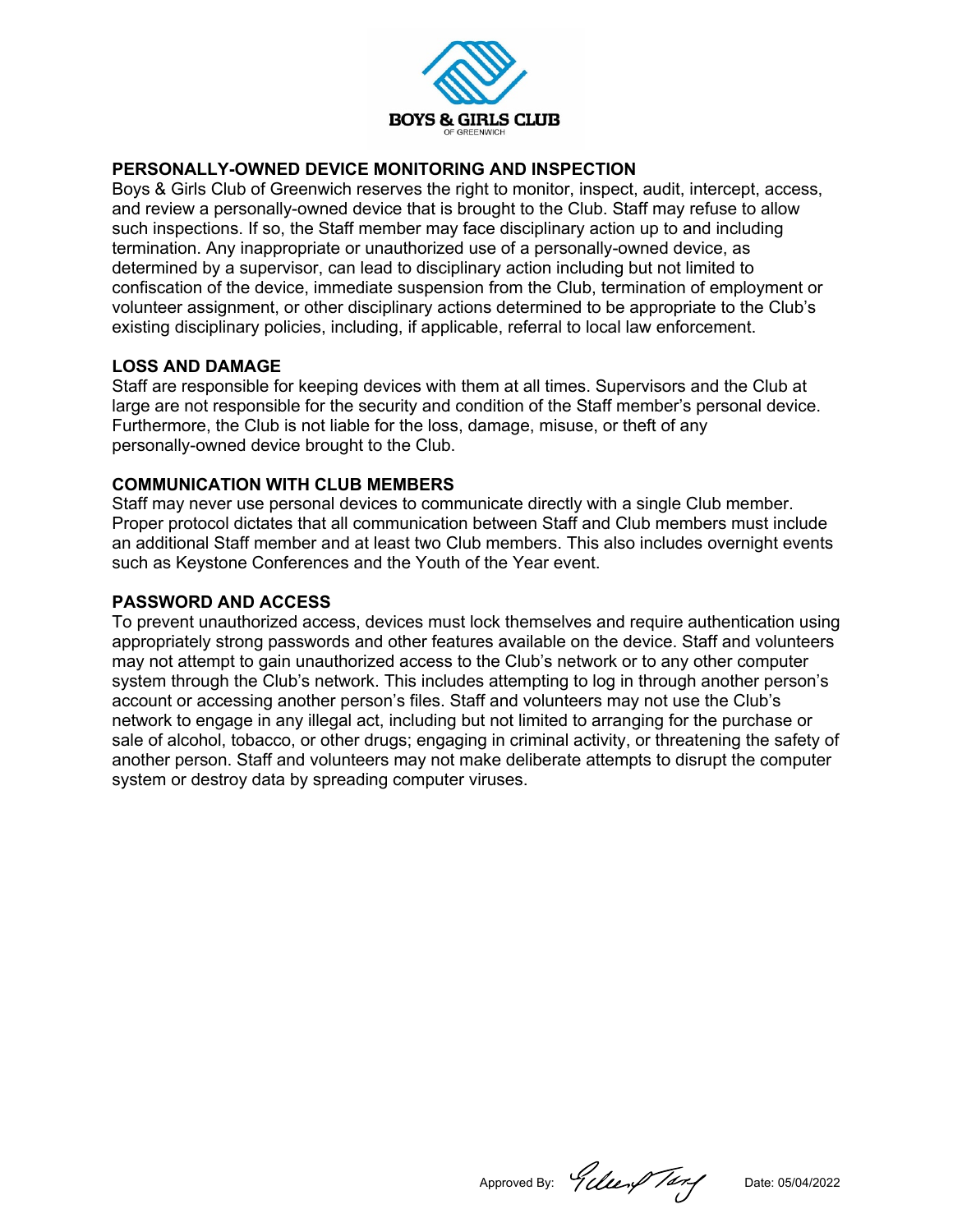## PERSONALLY-OWNED DEVICE MONITORING AND INSPECTION

Boys & Girls Club of Greenwich reserves the right to monitor, inspect, audit, intercept, access, and review a personally-owned device that is brought to the Club. Staff may refuse to allow such inspections. If so, the Staff member may face disciplinary action up to and including termination. Any inappropriate or unauthorized use of a personally-owned device, as determined by a supervisor, can lead to disciplinary action including but not limited to confiscation of the device, immediate suspension from the Club, termination of employment or volunteer assignment, or other disciplinary actions determined to be appropriate to the Club's existing disciplinary policies, including, if applicable, referral to local law enforcement.

## LOSS AND DAMAGE

Staff are responsible for keeping devices with them at all times. Supervisors and the Club at large are not responsible for the security and condition of the Staff member's personal device. Furthermore, the Club is not liable for the loss, damage, misuse, or theft of any personally-owned device brought to the Club.

## COMMUNICATION WITH CLUB MEMBERS

Staff may never use personal devices to communicate directly with a single Club member. Proper protocol dictates that all communication between Staff and Club members must include an additional Staff member and at least two Club members. This also includes overnight events such as Keystone Conferences and the Youth of the Year event.

## PASSWORD AND ACCESS

To prevent unauthorized access, devices must lock themselves and require authentication using appropriately strong passwords and other features available on the device. Staff and volunteers may not attempt to gain unauthorized access to the Club's network or to any other computer system through the Club's network. This includes attempting to log in through another person's account or accessing another person's files. Staff and volunteers may not use the Club's network to engage in any illegal act, including but not limited to arranging for the purchase or sale of alcohol, tobacco, or other drugs; engaging in criminal activity, or threatening the safety of another person. Staff and volunteers may not make deliberate attempts to disrupt the computer system or destroy data by spreading computer viruses.

Approved By: Gilbert Tang Date: 05/04/2022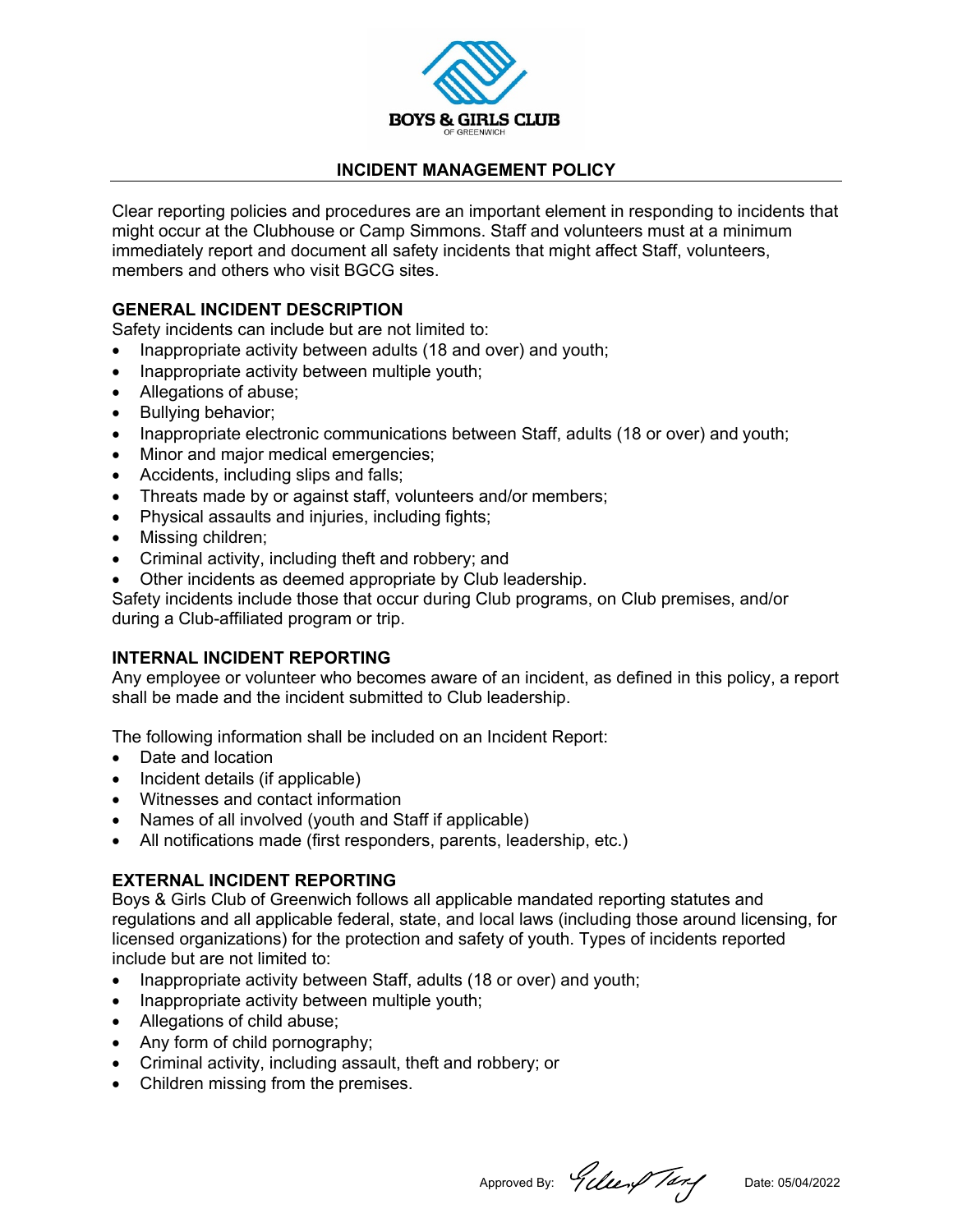BOYS & GIRLS CLUB
OF GREENWICH

## INCIDENT MANAGEMENT POLICY

Clear reporting policies and procedures are an important element in responding to incidents that might occur at the Clubhouse or Camp Simmons. Staff and volunteers must at a minimum immediately report and document all safety incidents that might affect Staff, volunteers, members and others who visit BGCG sites.

### GENERAL INCIDENT DESCRIPTION

Safety incidents can include but are not limited to:

- Inappropriate activity between adults (18 and over) and youth;
- Inappropriate activity between multiple youth;
- Allegations of abuse;
- Bullying behavior;
- Inappropriate electronic communications between Staff, adults (18 or over) and youth;
- Minor and major medical emergencies;
- Accidents, including slips and falls;
- Threats made by or against staff, volunteers and/or members;
- Physical assaults and injuries, including fights;
- Missing children;
- Criminal activity, including theft and robbery; and
- Other incidents as deemed appropriate by Club leadership.

Safety incidents include those that occur during Club programs, on Club premises, and/or during a Club-affiliated program or trip.

### INTERNAL INCIDENT REPORTING

Any employee or volunteer who becomes aware of an incident, as defined in this policy, a report shall be made and the incident submitted to Club leadership.

The following information shall be included on an Incident Report:

- Date and location
- Incident details (if applicable)
- Witnesses and contact information
- Names of all involved (youth and Staff if applicable)
- All notifications made (first responders, parents, leadership, etc.)

### EXTERNAL INCIDENT REPORTING

Boys & Girls Club of Greenwich follows all applicable mandated reporting statutes and regulations and all applicable federal, state, and local laws (including those around licensing, for licensed organizations) for the protection and safety of youth. Types of incidents reported include but are not limited to:

- Inappropriate activity between Staff, adults (18 or over) and youth;
- Inappropriate activity between multiple youth;
- Allegations of child abuse;
- Any form of child pornography;
- Criminal activity, including assault, theft and robbery; or
- Children missing from the premises.

Approved By: Gilbert Tang Date: 05/04/2022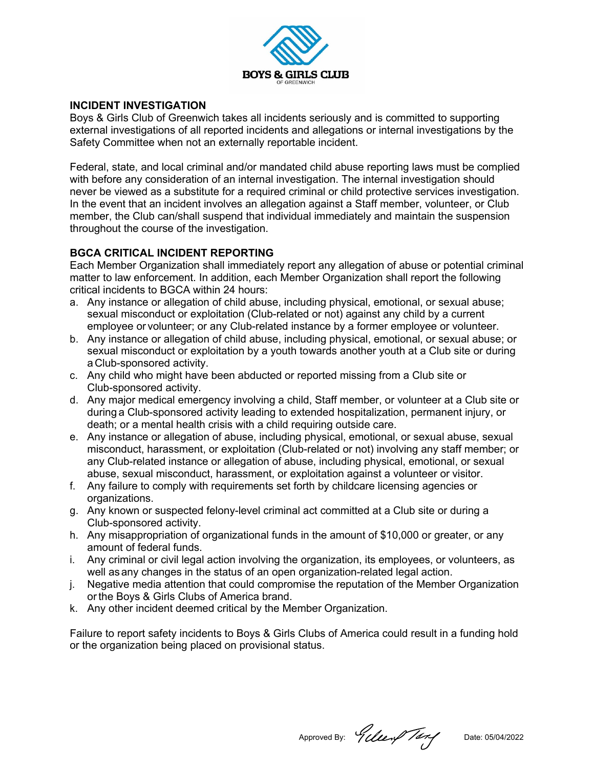## INCIDENT INVESTIGATION

Boys & Girls Club of Greenwich takes all incidents seriously and is committed to supporting external investigations of all reported incidents and allegations or internal investigations by the Safety Committee when not an externally reportable incident.

Federal, state, and local criminal and/or mandated child abuse reporting laws must be complied with before any consideration of an internal investigation. The internal investigation should never be viewed as a substitute for a required criminal or child protective services investigation. In the event that an incident involves an allegation against a Staff member, volunteer, or Club member, the Club can/shall suspend that individual immediately and maintain the suspension throughout the course of the investigation.

## BGCA CRITICAL INCIDENT REPORTING

Each Member Organization shall immediately report any allegation of abuse or potential criminal matter to law enforcement. In addition, each Member Organization shall report the following critical incidents to BGCA within 24 hours:

a. Any instance or allegation of child abuse, including physical, emotional, or sexual abuse; sexual misconduct or exploitation (Club-related or not) against any child by a current employee or volunteer; or any Club-related instance by a former employee or volunteer.
b. Any instance or allegation of child abuse, including physical, emotional, or sexual abuse; or sexual misconduct or exploitation by a youth towards another youth at a Club site or during a Club-sponsored activity.
c. Any child who might have been abducted or reported missing from a Club site or Club-sponsored activity.
d. Any major medical emergency involving a child, Staff member, or volunteer at a Club site or during a Club-sponsored activity leading to extended hospitalization, permanent injury, or death; or a mental health crisis with a child requiring outside care.
e. Any instance or allegation of abuse, including physical, emotional, or sexual abuse, sexual misconduct, harassment, or exploitation (Club-related or not) involving any staff member; or any Club-related instance or allegation of abuse, including physical, emotional, or sexual abuse, sexual misconduct, harassment, or exploitation against a volunteer or visitor.
f. Any failure to comply with requirements set forth by childcare licensing agencies or organizations.
g. Any known or suspected felony-level criminal act committed at a Club site or during a Club-sponsored activity.
h. Any misappropriation of organizational funds in the amount of $10,000 or greater, or any amount of federal funds.
i. Any criminal or civil legal action involving the organization, its employees, or volunteers, as well as any changes in the status of an open organization-related legal action.
j. Negative media attention that could compromise the reputation of the Member Organization or the Boys & Girls Clubs of America brand.
k. Any other incident deemed critical by the Member Organization.

Failure to report safety incidents to Boys & Girls Clubs of America could result in a funding hold or the organization being placed on provisional status.

Approved By: [signature] Date: 05/04/2022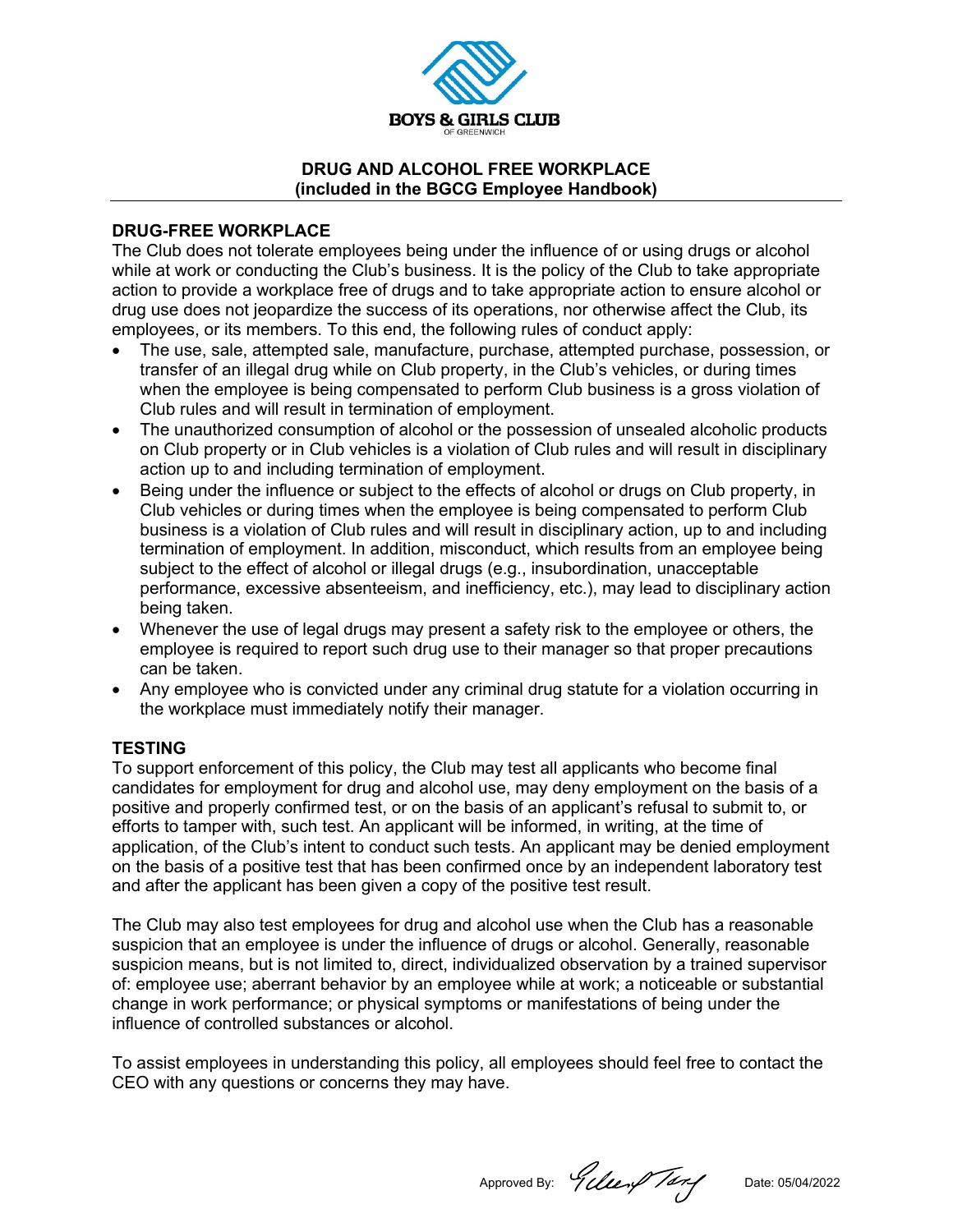BOYS & GIRLS CLUB

OF GREENWICH

## DRUG AND ALCOHOL FREE WORKPLACE
**(included in the BGCG Employee Handbook)**

### DRUG-FREE WORKPLACE

The Club does not tolerate employees being under the influence of or using drugs or alcohol while at work or conducting the Club's business. It is the policy of the Club to take appropriate action to provide a workplace free of drugs and to take appropriate action to ensure alcohol or drug use does not jeopardize the success of its operations, nor otherwise affect the Club, its employees, or its members. To this end, the following rules of conduct apply:

- The use, sale, attempted sale, manufacture, purchase, attempted purchase, possession, or transfer of an illegal drug while on Club property, in the Club's vehicles, or during times when the employee is being compensated to perform Club business is a gross violation of Club rules and will result in termination of employment.
- The unauthorized consumption of alcohol or the possession of unsealed alcoholic products on Club property or in Club vehicles is a violation of Club rules and will result in disciplinary action up to and including termination of employment.
- Being under the influence or subject to the effects of alcohol or drugs on Club property, in Club vehicles or during times when the employee is being compensated to perform Club business is a violation of Club rules and will result in disciplinary action, up to and including termination of employment. In addition, misconduct, which results from an employee being subject to the effect of alcohol or illegal drugs (e.g., insubordination, unacceptable performance, excessive absenteeism, and inefficiency, etc.), may lead to disciplinary action being taken.
- Whenever the use of legal drugs may present a safety risk to the employee or others, the employee is required to report such drug use to their manager so that proper precautions can be taken.
- Any employee who is convicted under any criminal drug statute for a violation occurring in the workplace must immediately notify their manager.

### TESTING

To support enforcement of this policy, the Club may test all applicants who become final candidates for employment for drug and alcohol use, may deny employment on the basis of a positive and properly confirmed test, or on the basis of an applicant's refusal to submit to, or efforts to tamper with, such test. An applicant will be informed, in writing, at the time of application, of the Club's intent to conduct such tests. An applicant may be denied employment on the basis of a positive test that has been confirmed once by an independent laboratory test and after the applicant has been given a copy of the positive test result.

The Club may also test employees for drug and alcohol use when the Club has a reasonable suspicion that an employee is under the influence of drugs or alcohol. Generally, reasonable suspicion means, but is not limited to, direct, individualized observation by a trained supervisor of: employee use; aberrant behavior by an employee while at work; a noticeable or substantial change in work performance; or physical symptoms or manifestations of being under the influence of controlled substances or alcohol.

To assist employees in understanding this policy, all employees should feel free to contact the CEO with any questions or concerns they may have.

Approved By: Gilbert Tang Date: 05/04/2022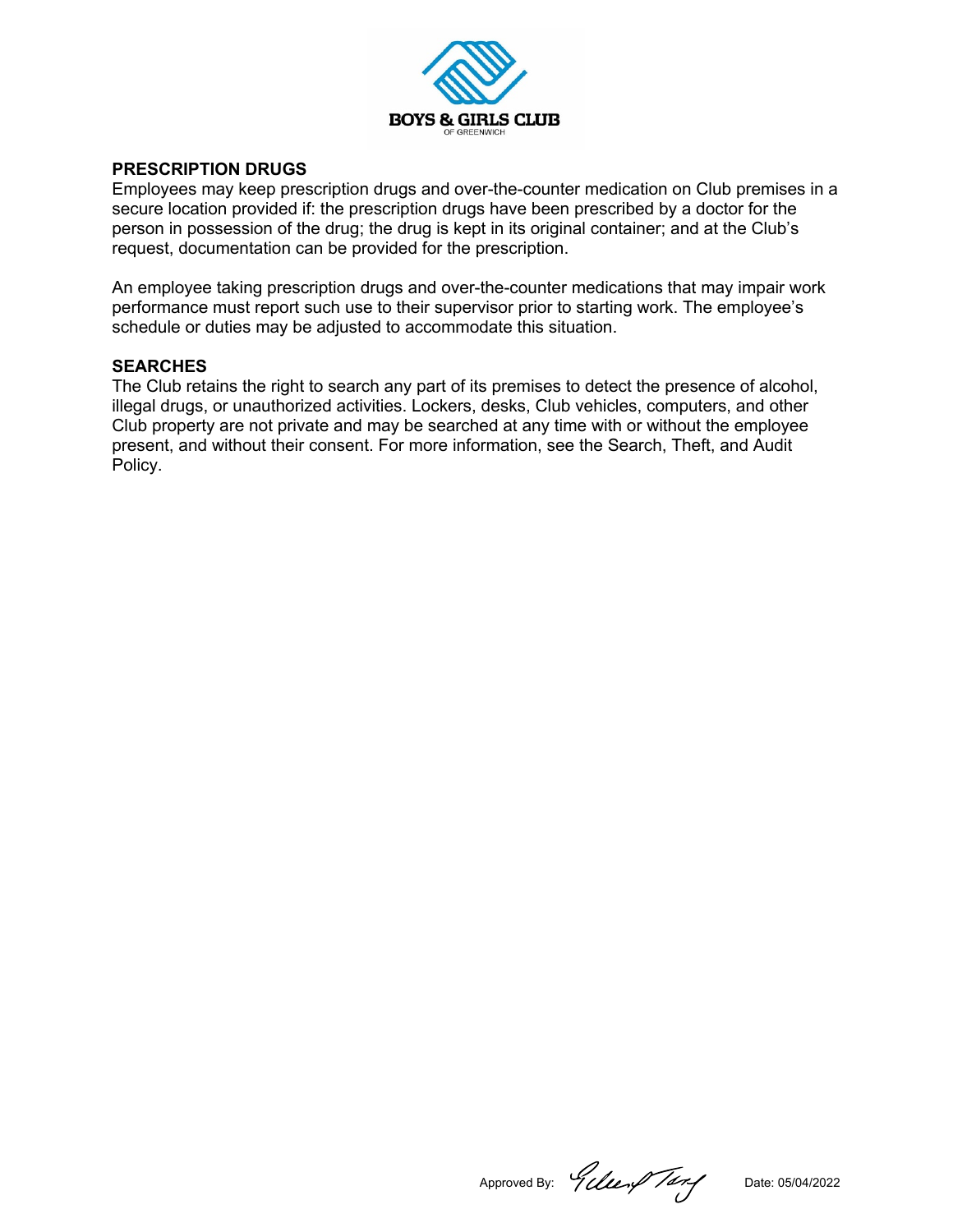## PRESCRIPTION DRUGS

Employees may keep prescription drugs and over-the-counter medication on Club premises in a secure location provided if: the prescription drugs have been prescribed by a doctor for the person in possession of the drug; the drug is kept in its original container; and at the Club's request, documentation can be provided for the prescription.

An employee taking prescription drugs and over-the-counter medications that may impair work performance must report such use to their supervisor prior to starting work. The employee's schedule or duties may be adjusted to accommodate this situation.

## SEARCHES

The Club retains the right to search any part of its premises to detect the presence of alcohol, illegal drugs, or unauthorized activities. Lockers, desks, Club vehicles, computers, and other Club property are not private and may be searched at any time with or without the employee present, and without their consent. For more information, see the Search, Theft, and Audit Policy.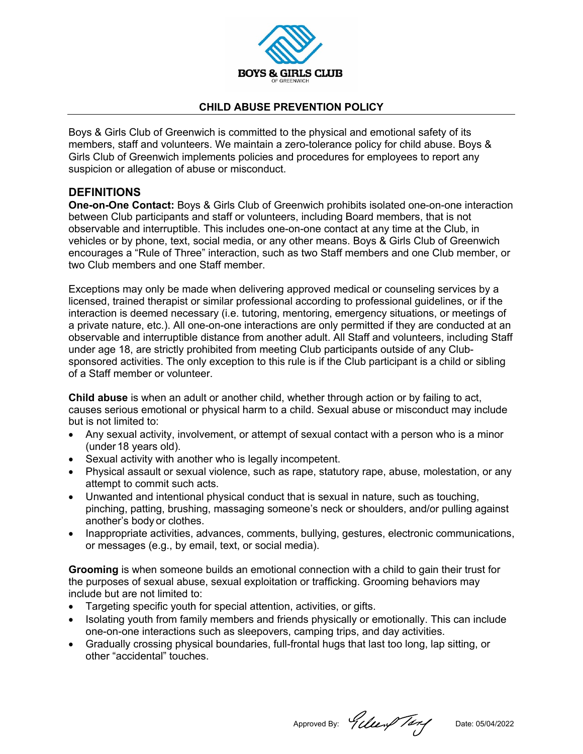BOYS & GIRLS CLUB

OF GREENWICH

## CHILD ABUSE PREVENTION POLICY

Boys & Girls Club of Greenwich is committed to the physical and emotional safety of its members, staff and volunteers. We maintain a zero-tolerance policy for child abuse. Boys & Girls Club of Greenwich implements policies and procedures for employees to report any suspicion or allegation of abuse or misconduct.

### DEFINITIONS

**One-on-One Contact:** Boys & Girls Club of Greenwich prohibits isolated one-on-one interaction between Club participants and staff or volunteers, including Board members, that is not observable and interruptible. This includes one-on-one contact at any time at the Club, in vehicles or by phone, text, social media, or any other means. Boys & Girls Club of Greenwich encourages a "Rule of Three" interaction, such as two Staff members and one Club member, or two Club members and one Staff member.

Exceptions may only be made when delivering approved medical or counseling services by a licensed, trained therapist or similar professional according to professional guidelines, or if the interaction is deemed necessary (i.e. tutoring, mentoring, emergency situations, or meetings of a private nature, etc.). All one-on-one interactions are only permitted if they are conducted at an observable and interruptible distance from another adult. All Staff and volunteers, including Staff under age 18, are strictly prohibited from meeting Club participants outside of any Club-sponsored activities. The only exception to this rule is if the Club participant is a child or sibling of a Staff member or volunteer.

**Child abuse** is when an adult or another child, whether through action or by failing to act, causes serious emotional or physical harm to a child. Sexual abuse or misconduct may include but is not limited to:

- Any sexual activity, involvement, or attempt of sexual contact with a person who is a minor (under 18 years old).
- Sexual activity with another who is legally incompetent.
- Physical assault or sexual violence, such as rape, statutory rape, abuse, molestation, or any attempt to commit such acts.
- Unwanted and intentional physical conduct that is sexual in nature, such as touching, pinching, patting, brushing, massaging someone's neck or shoulders, and/or pulling against another's body or clothes.
- Inappropriate activities, advances, comments, bullying, gestures, electronic communications, or messages (e.g., by email, text, or social media).

**Grooming** is when someone builds an emotional connection with a child to gain their trust for the purposes of sexual abuse, sexual exploitation or trafficking. Grooming behaviors may include but are not limited to:

- Targeting specific youth for special attention, activities, or gifts.
- Isolating youth from family members and friends physically or emotionally. This can include one-on-one interactions such as sleepovers, camping trips, and day activities.
- Gradually crossing physical boundaries, full-frontal hugs that last too long, lap sitting, or other "accidental" touches.

Approved By: Gilbert Tang Date: 05/04/2022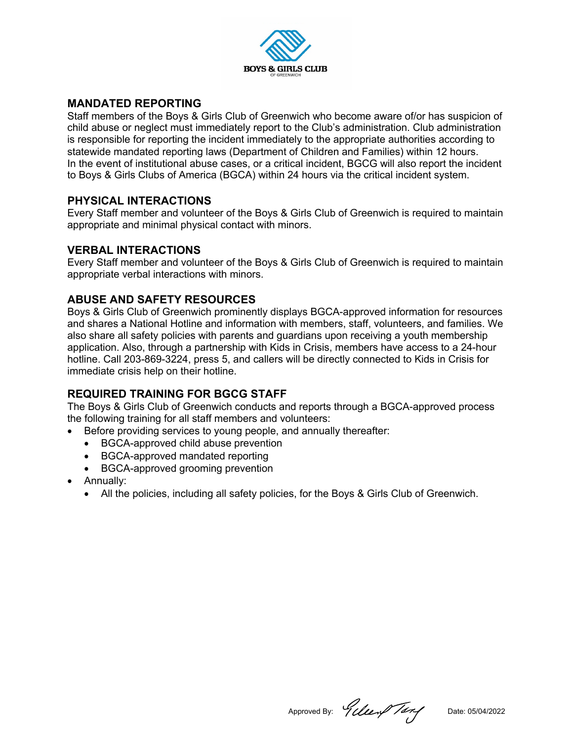BOYS & GIRLS CLUB
OF GREENWICH

## MANDATED REPORTING

Staff members of the Boys & Girls Club of Greenwich who become aware of/or has suspicion of child abuse or neglect must immediately report to the Club's administration. Club administration is responsible for reporting the incident immediately to the appropriate authorities according to statewide mandated reporting laws (Department of Children and Families) within 12 hours. In the event of institutional abuse cases, or a critical incident, BGCG will also report the incident to Boys & Girls Clubs of America (BGCA) within 24 hours via the critical incident system.

## PHYSICAL INTERACTIONS

Every Staff member and volunteer of the Boys & Girls Club of Greenwich is required to maintain appropriate and minimal physical contact with minors.

## VERBAL INTERACTIONS

Every Staff member and volunteer of the Boys & Girls Club of Greenwich is required to maintain appropriate verbal interactions with minors.

## ABUSE AND SAFETY RESOURCES

Boys & Girls Club of Greenwich prominently displays BGCA-approved information for resources and shares a National Hotline and information with members, staff, volunteers, and families. We also share all safety policies with parents and guardians upon receiving a youth membership application. Also, through a partnership with Kids in Crisis, members have access to a 24-hour hotline. Call 203-869-3224, press 5, and callers will be directly connected to Kids in Crisis for immediate crisis help on their hotline.

## REQUIRED TRAINING FOR BGCG STAFF

The Boys & Girls Club of Greenwich conducts and reports through a BGCA-approved process the following training for all staff members and volunteers:

- Before providing services to young people, and annually thereafter:
  - BGCA-approved child abuse prevention
  - BGCA-approved mandated reporting
  - BGCA-approved grooming prevention
- Annually:
  - All the policies, including all safety policies, for the Boys & Girls Club of Greenwich.

Approved By: Gilbert Tang Date: 05/04/2022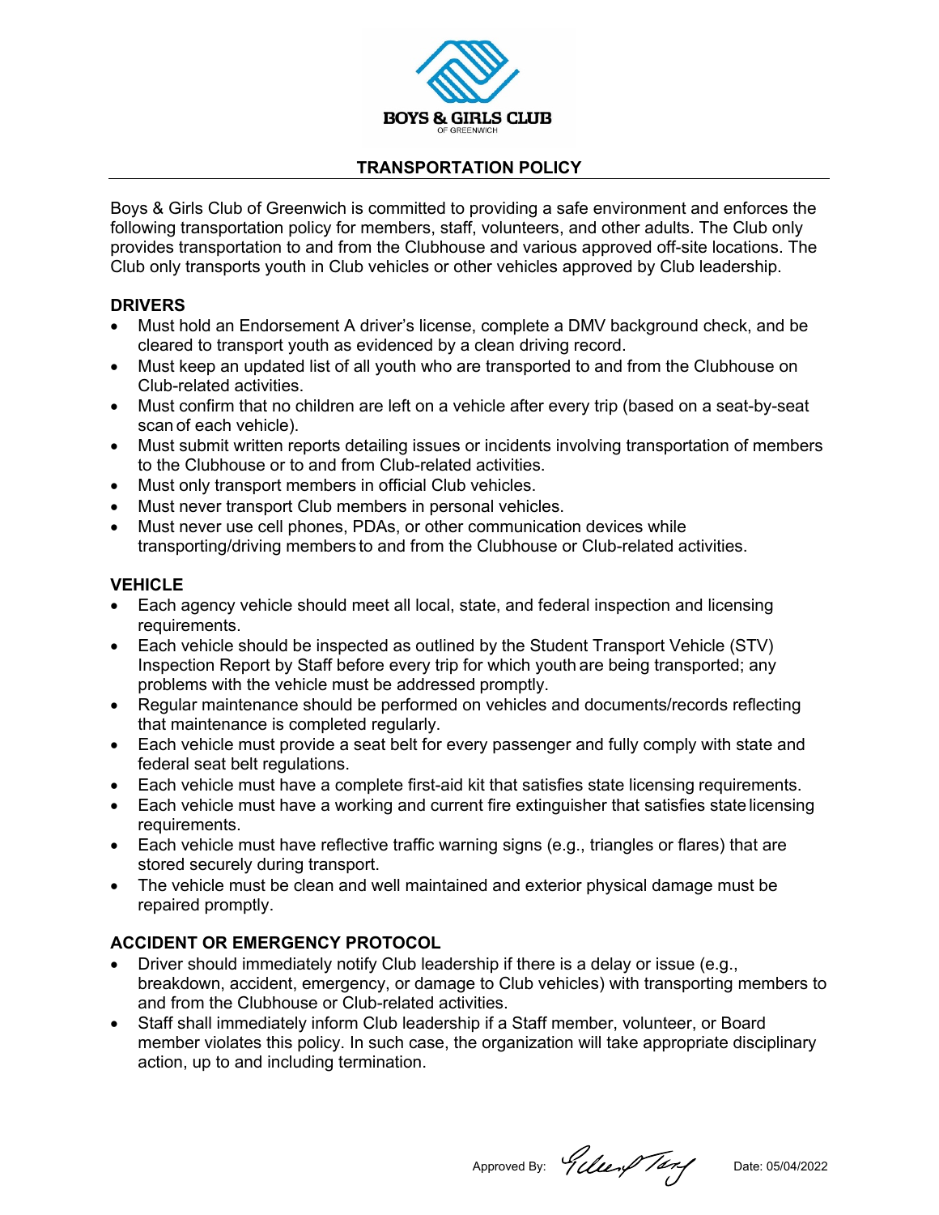BOYS & GIRLS CLUB
OF GREENWICH

## TRANSPORTATION POLICY

Boys & Girls Club of Greenwich is committed to providing a safe environment and enforces the following transportation policy for members, staff, volunteers, and other adults. The Club only provides transportation to and from the Clubhouse and various approved off-site locations. The Club only transports youth in Club vehicles or other vehicles approved by Club leadership.

### DRIVERS

- Must hold an Endorsement A driver's license, complete a DMV background check, and be cleared to transport youth as evidenced by a clean driving record.
- Must keep an updated list of all youth who are transported to and from the Clubhouse on Club-related activities.
- Must confirm that no children are left on a vehicle after every trip (based on a seat-by-seat scan of each vehicle).
- Must submit written reports detailing issues or incidents involving transportation of members to the Clubhouse or to and from Club-related activities.
- Must only transport members in official Club vehicles.
- Must never transport Club members in personal vehicles.
- Must never use cell phones, PDAs, or other communication devices while transporting/driving members to and from the Clubhouse or Club-related activities.

### VEHICLE

- Each agency vehicle should meet all local, state, and federal inspection and licensing requirements.
- Each vehicle should be inspected as outlined by the Student Transport Vehicle (STV) Inspection Report by Staff before every trip for which youth are being transported; any problems with the vehicle must be addressed promptly.
- Regular maintenance should be performed on vehicles and documents/records reflecting that maintenance is completed regularly.
- Each vehicle must provide a seat belt for every passenger and fully comply with state and federal seat belt regulations.
- Each vehicle must have a complete first-aid kit that satisfies state licensing requirements.
- Each vehicle must have a working and current fire extinguisher that satisfies state licensing requirements.
- Each vehicle must have reflective traffic warning signs (e.g., triangles or flares) that are stored securely during transport.
- The vehicle must be clean and well maintained and exterior physical damage must be repaired promptly.

### ACCIDENT OR EMERGENCY PROTOCOL

- Driver should immediately notify Club leadership if there is a delay or issue (e.g., breakdown, accident, emergency, or damage to Club vehicles) with transporting members to and from the Clubhouse or Club-related activities.
- Staff shall immediately inform Club leadership if a Staff member, volunteer, or Board member violates this policy. In such case, the organization will take appropriate disciplinary action, up to and including termination.

Approved By: Gilbert Tang Date: 05/04/2022